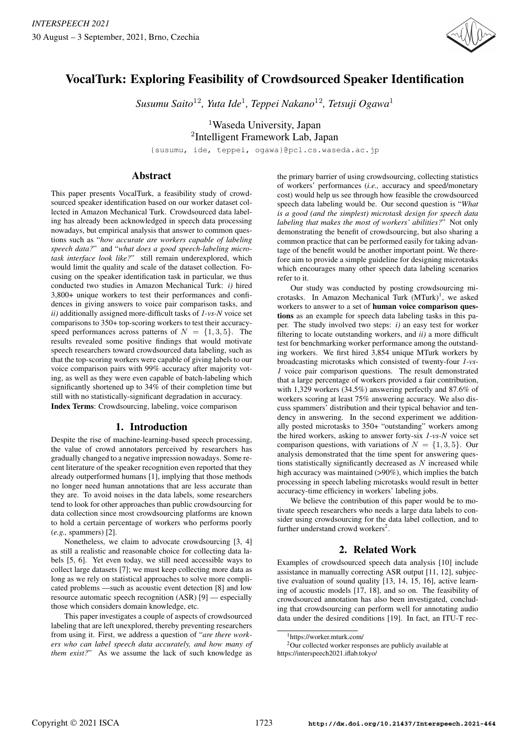# VocalTurk: Exploring Feasibility of Crowdsourced Speaker Identification

*Susumu Saito*[1,2], *Yuta Ide*[1], *Teppei Nakano*[1,2], *Tetsuji Ogawa*[1]

[1]Waseda University, Japan
[2]Intelligent Framework Lab, Japan

{susumu, ide, teppei, ogawa}@pcl.cs.waseda.ac.jp

## Abstract

This paper presents VocalTurk, a feasibility study of crowdsourced speaker identification based on our worker dataset collected in Amazon Mechanical Turk. Crowdsourced data labeling has already been acknowledged in speech data processing nowadays, but empirical analysis that answer to common questions such as "*how accurate are workers capable of labeling speech data?*" and "*what does a good speech-labeling microtask interface look like?*" still remain underexplored, which would limit the quality and scale of the dataset collection. Focusing on the speaker identification task in particular, we thus conducted two studies in Amazon Mechanical Turk: *i)* hired 3,800+ unique workers to test their performances and confidences in giving answers to voice pair comparison tasks, and *ii)* additionally assigned more-difficult tasks of *1-vs-N* voice set comparisons to 350+ top-scoring workers to test their accuracy-speed performances across patterns of $N = \{1, 3, 5\}$. The results revealed some positive findings that would motivate speech researchers toward crowdsourced data labeling, such as that the top-scoring workers were capable of giving labels to our voice comparison pairs with 99% accuracy after majority voting, as well as they were even capable of batch-labeling which significantly shortened up to 34% of their completion time but still with no statistically-significant degradation in accuracy.

**Index Terms**: Crowdsourcing, labeling, voice comparison

## 1. Introduction

Despite the rise of machine-learning-based speech processing, the value of crowd annotators perceived by researchers has gradually changed to a negative impression nowadays. Some recent literature of the speaker recognition even reported that they already outperformed humans [1], implying that those methods no longer need human annotations that are less accurate than they are. To avoid noises in the data labels, some researchers tend to look for other approaches than public crowdsourcing for data collection since most crowdsourcing platforms are known to hold a certain percentage of workers who performs poorly (*e.g.,* spammers) [2].

Nonetheless, we claim to advocate crowdsourcing [3, 4] as still a realistic and reasonable choice for collecting data labels [5, 6]. Yet even today, we still need accessible ways to collect large datasets [7]; we must keep collecting more data as long as we rely on statistical approaches to solve more complicated problems —such as acoustic event detection [8] and low resource automatic speech recognition (ASR) [9] — especially those which considers domain knowledge, etc.

This paper investigates a couple of aspects of crowdsourced labeling that are left unexplored, thereby preventing researchers from using it. First, we address a question of "*are there workers who can label speech data accurately, and how many of them exist?*" As we assume the lack of such knowledge as the primary barrier of using crowdsourcing, collecting statistics of workers' performances (*i.e.,* accuracy and speed/monetary cost) would help us see through how feasible the crowdsourced speech data labeling would be. Our second question is "*What is a good (and the simplest) microtask design for speech data labeling that makes the most of workers' abilities?*" Not only demonstrating the benefit of crowdsourcing, but also sharing a common practice that can be performed easily for taking advantage of the benefit would be another important point. We therefore aim to provide a simple guideline for designing microtasks which encourages many other speech data labeling scenarios refer to it.

Our study was conducted by posting crowdsourcing microtasks. In Amazon Mechanical Turk (MTurk)[1], we asked workers to answer to a set of **human voice comparison questions** as an example for speech data labeling tasks in this paper. The study involved two steps: *i)* an easy test for worker filtering to locate outstanding workers, and *ii)* a more difficult test for benchmarking worker performance among the outstanding workers. We first hired 3,854 unique MTurk workers by broadcasting microtasks which consisted of twenty-four *1-vs-1* voice pair comparison questions. The result demonstrated that a large percentage of workers provided a fair contribution, with 1,329 workers (34.5%) answering perfectly and 87.6% of workers scoring at least 75% answering accuracy. We also discuss spammers' distribution and their typical behavior and tendency in answering. In the second experiment we additionally posted microtasks to 350+ "outstanding" workers among the hired workers, asking to answer forty-six *1-vs-N* voice set comparison questions, with variations of $N = \{1, 3, 5\}$. Our analysis demonstrated that the time spent for answering questions statistically significantly decreased as $N$ increased while high accuracy was maintained (>90%), which implies the batch processing in speech labeling microtasks would result in better accuracy-time efficiency in workers' labeling jobs.

We believe the contribution of this paper would be to motivate speech researchers who needs a large data labels to consider using crowdsourcing for the data label collection, and to further understand crowd workers[2].

## 2. Related Work

Examples of crowdsourced speech data analysis [10] include assistance in manually correcting ASR output [11, 12], subjective evaluation of sound quality [13, 14, 15, 16], active learning of acoustic models [17, 18], and so on. The feasibility of crowdsourced annotation has also been investigated, concluding that crowdsourcing can perform well for annotating audio data under the desired conditions [19]. In fact, an ITU-T rec-

[1]https://worker.mturk.com/

[2]Our collected worker responses are publicly available at https://interspeech2021.iflab.tokyo/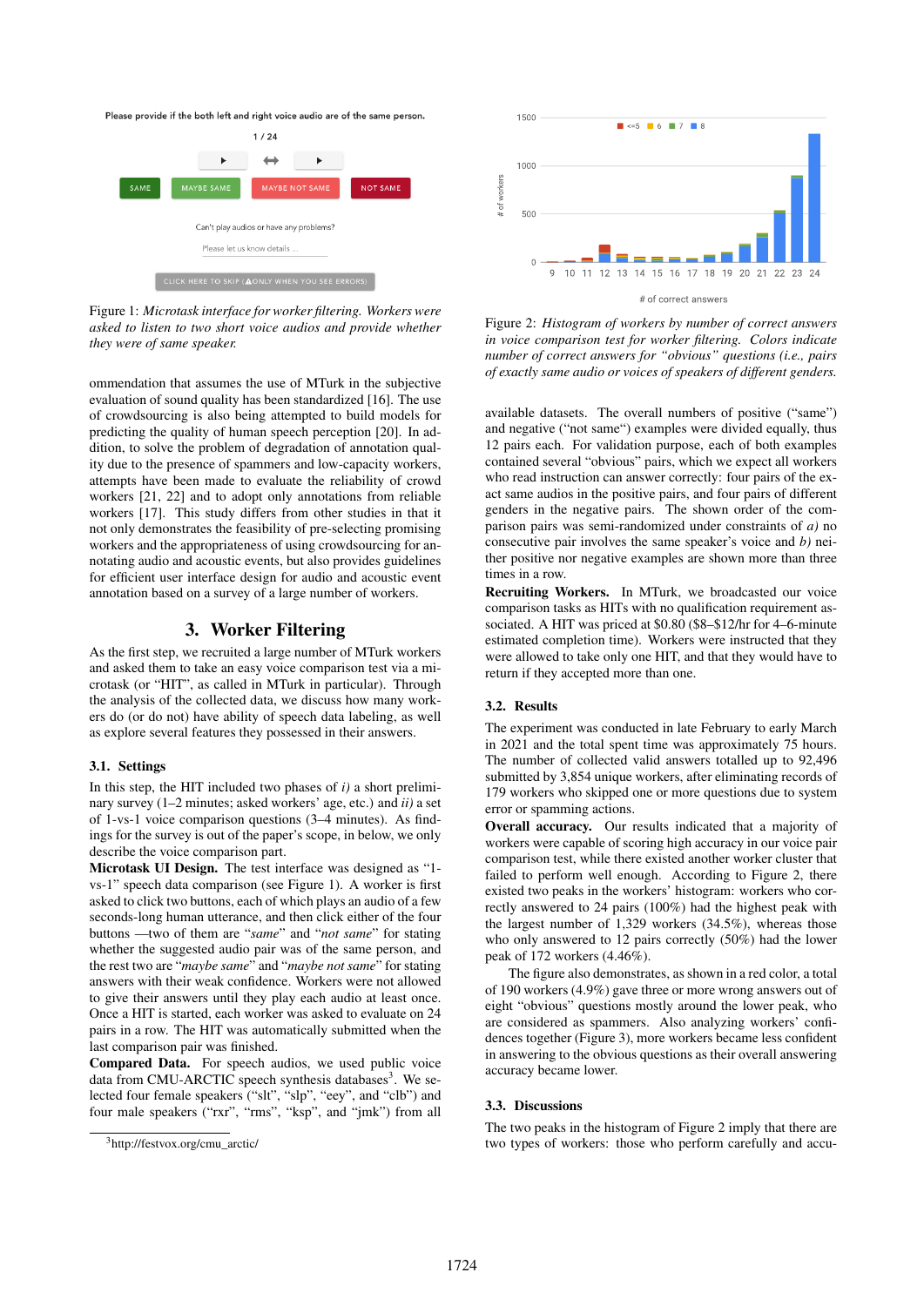Figure 1: *Microtask interface for worker filtering. Workers were asked to listen to two short voice audios and provide whether they were of same speaker.*

ommendation that assumes the use of MTurk in the subjective evaluation of sound quality has been standardized [16]. The use of crowdsourcing is also being attempted to build models for predicting the quality of human speech perception [20]. In addition, to solve the problem of degradation of annotation quality due to the presence of spammers and low-capacity workers, attempts have been made to evaluate the reliability of crowd workers [21, 22] and to adopt only annotations from reliable workers [17]. This study differs from other studies in that it not only demonstrates the feasibility of pre-selecting promising workers and the appropriateness of using crowdsourcing for annotating audio and acoustic events, but also provides guidelines for efficient user interface design for audio and acoustic event annotation based on a survey of a large number of workers.

## 3. Worker Filtering

As the first step, we recruited a large number of MTurk workers and asked them to take an easy voice comparison test via a microtask (or "HIT", as called in MTurk in particular). Through the analysis of the collected data, we discuss how many workers do (or do not) have ability of speech data labeling, as well as explore several features they possessed in their answers.

### 3.1. Settings

In this step, the HIT included two phases of *i)* a short preliminary survey (1–2 minutes; asked workers' age, etc.) and *ii)* a set of 1-vs-1 voice comparison questions (3–4 minutes). As findings for the survey is out of the paper's scope, in below, we only describe the voice comparison part.

**Microtask UI Design.** The test interface was designed as "1-vs-1" speech data comparison (see Figure 1). A worker is first asked to click two buttons, each of which plays an audio of a few seconds-long human utterance, and then click either of the four buttons —two of them are "*same*" and "*not same*" for stating whether the suggested audio pair was of the same person, and the rest two are "*maybe same*" and "*maybe not same*" for stating answers with their weak confidence. Workers were not allowed to give their answers until they play each audio at least once. Once a HIT is started, each worker was asked to evaluate on 24 pairs in a row. The HIT was automatically submitted when the last comparison pair was finished.

**Compared Data.** For speech audios, we used public voice data from CMU-ARCTIC speech synthesis databases[3]. We selected four female speakers ("slt", "slp", "eey", and "clb") and four male speakers ("rxr", "rms", "ksp", and "jmk") from all available datasets. The overall numbers of positive ("same") and negative ("not same") examples were divided equally, thus 12 pairs each. For validation purpose, each of both examples contained several "obvious" pairs, which we expect all workers who read instruction can answer correctly: four pairs of the exact same audios in the positive pairs, and four pairs of different genders in the negative pairs. The shown order of the comparison pairs was semi-randomized under constraints of *a)* no consecutive pair involves the same speaker's voice and *b)* neither positive nor negative examples are shown more than three times in a row.

**Recruiting Workers.** In MTurk, we broadcasted our voice comparison tasks as HITs with no qualification requirement associated. A HIT was priced at \$0.80 (\$8–\$12/hr for 4–6-minute estimated completion time). Workers were instructed that they were allowed to take only one HIT, and that they would have to return if they accepted more than one.

[3]http://festvox.org/cmu_arctic/

Figure 2: *Histogram of workers by number of correct answers in voice comparison test for worker filtering. Colors indicate number of correct answers for "obvious" questions (i.e., pairs of exactly same audio or voices of speakers of different genders.*

### 3.2. Results

The experiment was conducted in late February to early March in 2021 and the total spent time was approximately 75 hours. The number of collected valid answers totalled up to 92,496 submitted by 3,854 unique workers, after eliminating records of 179 workers who skipped one or more questions due to system error or spamming actions.

**Overall accuracy.** Our results indicated that a majority of workers were capable of scoring high accuracy in our voice pair comparison test, while there existed another worker cluster that failed to perform well enough. According to Figure 2, there existed two peaks in the workers' histogram: workers who correctly answered to 24 pairs (100%) had the highest peak with the largest number of 1,329 workers (34.5%), whereas those who only answered to 12 pairs correctly (50%) had the lower peak of 172 workers (4.46%).

The figure also demonstrates, as shown in a red color, a total of 190 workers (4.9%) gave three or more wrong answers out of eight "obvious" questions mostly around the lower peak, who are considered as spammers. Also analyzing workers' confidences together (Figure 3), more workers became less confident in answering to the obvious questions as their overall answering accuracy became lower.

### 3.3. Discussions

The two peaks in the histogram of Figure 2 imply that there are two types of workers: those who perform carefully and accu-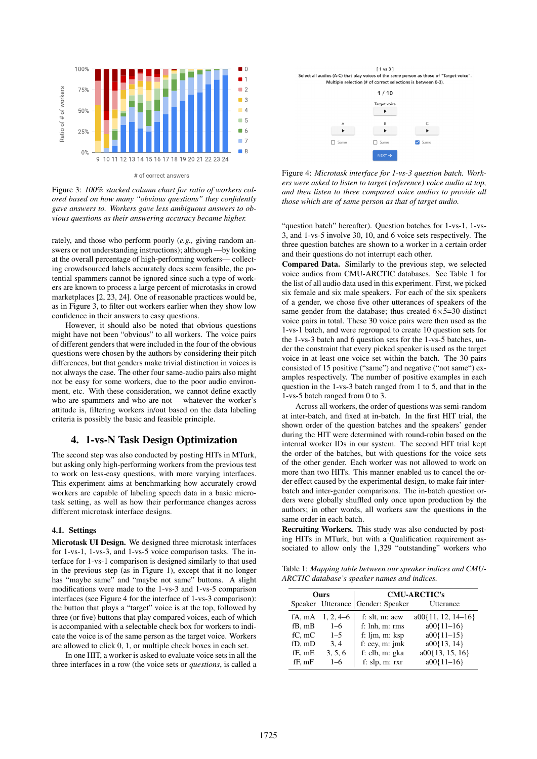Figure 3: *100% stacked column chart for ratio of workers colored based on how many "obvious questions" they confidently gave answers to. Workers gave less ambiguous answers to obvious questions as their answering accuracy became higher.*

rately, and those who perform poorly (*e.g.,* giving random answers or not understanding instructions); although —by looking at the overall percentage of high-performing workers— collecting crowdsourced labels accurately does seem feasible, the potential spammers cannot be ignored since such a type of workers are known to process a large percent of microtasks in crowd marketplaces [2, 23, 24]. One of reasonable practices would be, as in Figure 3, to filter out workers earlier when they show low confidence in their answers to easy questions.

However, it should also be noted that obvious questions might have not been "obvious" to all workers. The voice pairs of different genders that were included in the four of the obvious questions were chosen by the authors by considering their pitch differences, but that genders make trivial distinction in voices is not always the case. The other four same-audio pairs also might not be easy for some workers, due to the poor audio environment, etc. With these consideration, we cannot define exactly who are spammers and who are not —whatever the worker's attitude is, filtering workers in/out based on the data labeling criteria is possibly the basic and feasible principle.

## 4. 1-vs-N Task Design Optimization

The second step was also conducted by posting HITs in MTurk, but asking only high-performing workers from the previous test to work on less-easy questions, with more varying interfaces. This experiment aims at benchmarking how accurately crowd workers are capable of labeling speech data in a basic microtask setting, as well as how their performance changes across different microtask interface designs.

### 4.1. Settings

**Microtask UI Design.** We designed three microtask interfaces for 1-vs-1, 1-vs-3, and 1-vs-5 voice comparison tasks. The interface for 1-vs-1 comparison is designed similarly to that used in the previous step (as in Figure 1), except that it no longer has "maybe same" and "maybe not same" buttons. A slight modifications were made to the 1-vs-3 and 1-vs-5 comparison interfaces (see Figure 4 for the interface of 1-vs-3 comparison): the button that plays a "target" voice is at the top, followed by three (or five) buttons that play compared voices, each of which is accompanied with a selectable check box for workers to indicate the voice is of the same person as the target voice. Workers are allowed to click 0, 1, or multiple check boxes in each set.

In one HIT, a worker is asked to evaluate voice sets in all the three interfaces in a row (the voice sets or *questions*, is called a "question batch" hereafter). Question batches for 1-vs-1, 1-vs-3, and 1-vs-5 involve 30, 10, and 6 voice sets respectively. The three question batches are shown to a worker in a certain order and their questions do not interrupt each other.

Figure 4: *Microtask interface for 1-vs-3 question batch. Workers were asked to listen to target (reference) voice audio at top, and then listen to three compared voice audios to provide all those which are of same person as that of target audio.*

**Compared Data.** Similarly to the previous step, we selected voice audios from CMU-ARCTIC databases. See Table 1 for the list of all audio data used in this experiment. First, we picked six female and six male speakers. For each of the six speakers of a gender, we chose five other utterances of speakers of the same gender from the database; thus created $6 \times 5 = 30$ distinct voice pairs in total. These 30 voice pairs were then used as the 1-vs-1 batch, and were regrouped to create 10 question sets for the 1-vs-3 batch and 6 question sets for the 1-vs-5 batches, under the constraint that every picked speaker is used as the target voice in at least one voice set within the batch. The 30 pairs consisted of 15 positive ("same") and negative ("not same") examples respectively. The number of positive examples in each question in the 1-vs-3 batch ranged from 1 to 5, and that in the 1-vs-5 batch ranged from 0 to 3.

Across all workers, the order of questions was semi-random at inter-batch, and fixed at in-batch. In the first HIT trial, the shown order of the question batches and the speakers' gender during the HIT were determined with round-robin based on the internal worker IDs in our system. The second HIT trial kept the order of the batches, but with questions for the voice sets of the other gender. Each worker was not allowed to work on more than two HITs. This manner enabled us to cancel the order effect caused by the experimental design, to make fair inter-batch and inter-gender comparisons. The in-batch question orders were globally shuffled only once upon production by the authors; in other words, all workers saw the questions in the same order in each batch.

**Recruiting Workers.** This study was also conducted by posting HITs in MTurk, but with a Qualification requirement associated to allow only the 1,329 "outstanding" workers who

Table 1: *Mapping table between our speaker indices and CMU-ARCTIC database's speaker names and indices.*

| Ours | | CMU-ARCTIC's | |
|---|---|---|---|
| Speaker | Utterance | Gender: Speaker | Utterance |
| fA, mA | 1, 2, 4–6 | f: slt, m: aew | a00{11, 12, 14–16} |
| fB, mB | 1–6 | f: lnh, m: rms | a00{11–16} |
| fC, mC | 1–5 | f: ljm, m: ksp | a00{11–15} |
| fD, mD | 3, 4 | f: eey, m: jmk | a00{13, 14} |
| fE, mE | 3, 5, 6 | f: clb, m: gka | a00{13, 15, 16} |
| fF, mF | 1–6 | f: slp, m: rxr | a00{11–16} |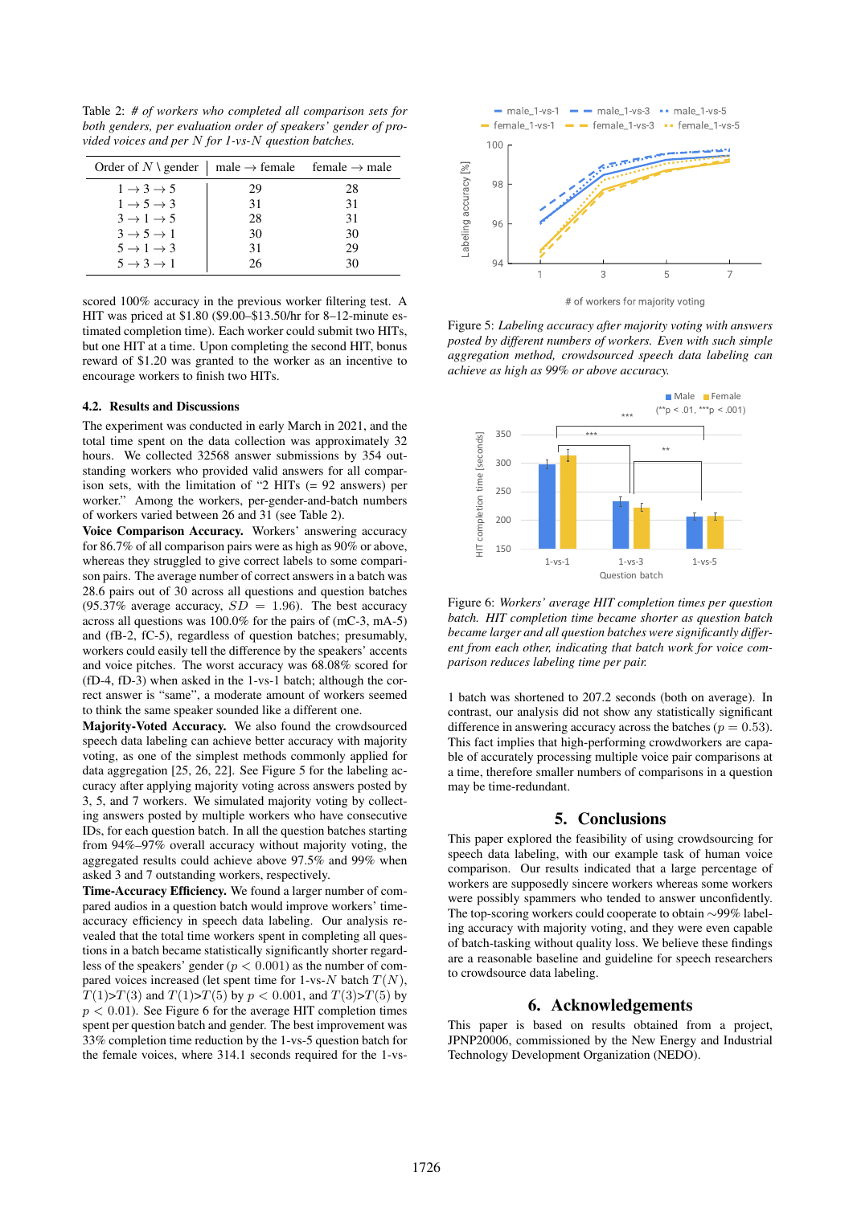Table 2: *# of workers who completed all comparison sets for both genders, per evaluation order of speakers' gender of provided voices and per $N$ for 1-vs-$N$ question batches.*

| Order of $N$ \ gender | male → female | female → male |
|---|---|---|
| $1 \to 3 \to 5$ | 29 | 28 |
| $1 \to 5 \to 3$ | 31 | 31 |
| $3 \to 1 \to 5$ | 28 | 31 |
| $3 \to 5 \to 1$ | 30 | 30 |
| $5 \to 1 \to 3$ | 31 | 29 |
| $5 \to 3 \to 1$ | 26 | 30 |

scored 100% accuracy in the previous worker filtering test. A HIT was priced at \$1.80 (\$9.00–\$13.50/hr for 8–12-minute estimated completion time). Each worker could submit two HITs, but one HIT at a time. Upon completing the second HIT, bonus reward of \$1.20 was granted to the worker as an incentive to encourage workers to finish two HITs.

### 4.2. Results and Discussions

The experiment was conducted in early March in 2021, and the total time spent on the data collection was approximately 32 hours. We collected 32568 answer submissions by 354 outstanding workers who provided valid answers for all comparison sets, with the limitation of "2 HITs (= 92 answers) per worker." Among the workers, per-gender-and-batch numbers of workers varied between 26 and 31 (see Table 2).

**Voice Comparison Accuracy.** Workers' answering accuracy for 86.7% of all comparison pairs were as high as 90% or above, whereas they struggled to give correct labels to some comparison pairs. The average number of correct answers in a batch was 28.6 pairs out of 30 across all questions and question batches (95.37% average accuracy, $SD = 1.96$). The best accuracy across all questions was 100.0% for the pairs of (mC-3, mA-5) and (fB-2, fC-5), regardless of question batches; presumably, workers could easily tell the difference by the speakers' accents and voice pitches. The worst accuracy was 68.08% scored for (fD-4, fD-3) when asked in the 1-vs-1 batch; although the correct answer is "same", a moderate amount of workers seemed to think the same speaker sounded like a different one.

**Majority-Voted Accuracy.** We also found the crowdsourced speech data labeling can achieve better accuracy with majority voting, as one of the simplest methods commonly applied for data aggregation [25, 26, 22]. See Figure 5 for the labeling accuracy after applying majority voting across answers posted by 3, 5, and 7 workers. We simulated majority voting by collecting answers posted by multiple workers who have consecutive IDs, for each question batch. In all the question batches starting from 94%–97% overall accuracy without majority voting, the aggregated results could achieve above 97.5% and 99% when asked 3 and 7 outstanding workers, respectively.

**Time-Accuracy Efficiency.** We found a larger number of compared audios in a question batch would improve workers' time-accuracy efficiency in speech data labeling. Our analysis revealed that the total time workers spent in completing all questions in a batch became statistically significantly shorter regardless of the speakers' gender ($p < 0.001$) as the number of compared voices increased (let spent time for 1-vs-$N$ batch $T(N)$, $T(1)$>$T(3)$ and $T(1)$>$T(5)$ by $p < 0.001$, and $T(3)$>$T(5)$ by $p < 0.01$). See Figure 6 for the average HIT completion times spent per question batch and gender. The best improvement was 33% completion time reduction by the 1-vs-5 question batch for the female voices, where 314.1 seconds required for the 1-vs-1 batch was shortened to 207.2 seconds (both on average). In contrast, our analysis did not show any statistically significant difference in answering accuracy across the batches ($p = 0.53$). This fact implies that high-performing crowdworkers are capable of accurately processing multiple voice pair comparisons at a time, therefore smaller numbers of comparisons in a question may be time-redundant.

Figure 5: *Labeling accuracy after majority voting with answers posted by different numbers of workers. Even with such simple aggregation method, crowdsourced speech data labeling can achieve as high as 99% or above accuracy.*

Figure 6: *Workers' average HIT completion times per question batch. HIT completion time became shorter as question batch became larger and all question batches were significantly different from each other, indicating that batch work for voice comparison reduces labeling time per pair.*

## 5. Conclusions

This paper explored the feasibility of using crowdsourcing for speech data labeling, with our example task of human voice comparison. Our results indicated that a large percentage of workers are supposedly sincere workers whereas some workers were possibly spammers who tended to answer unconfidently. The top-scoring workers could cooperate to obtain ~99% labeling accuracy with majority voting, and they were even capable of batch-tasking without quality loss. We believe these findings are a reasonable baseline and guideline for speech researchers to crowdsource data labeling.

## 6. Acknowledgements

This paper is based on results obtained from a project, JPNP20006, commissioned by the New Energy and Industrial Technology Development Organization (NEDO).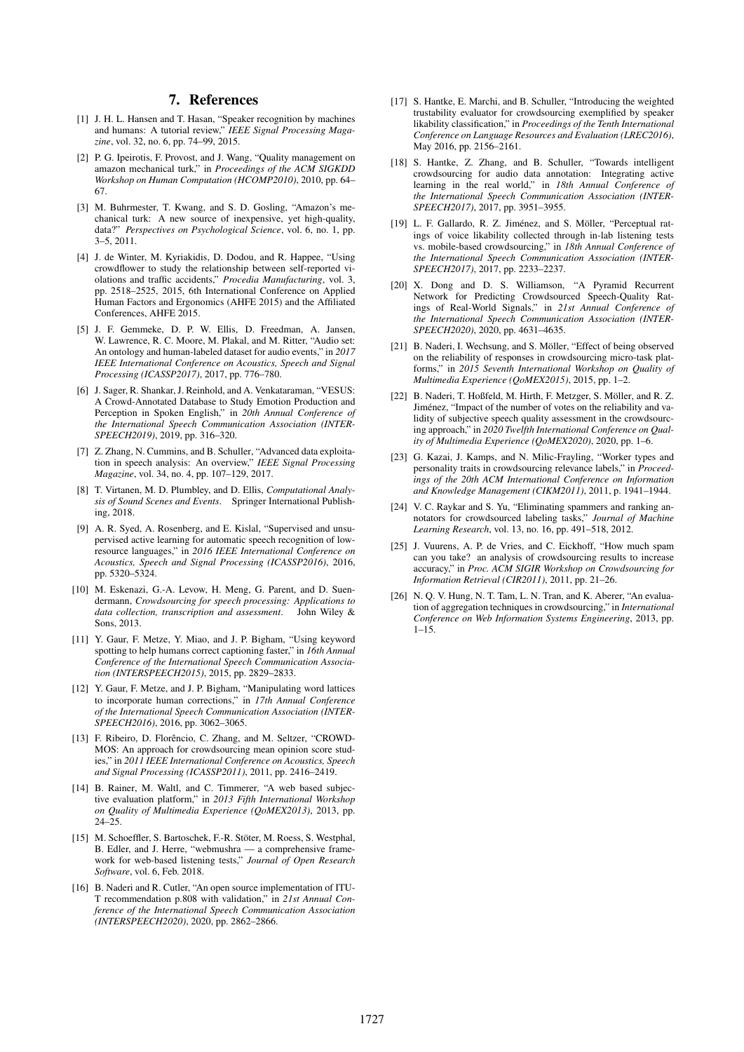## 7. References

[1] J. H. L. Hansen and T. Hasan, "Speaker recognition by machines and humans: A tutorial review," *IEEE Signal Processing Magazine*, vol. 32, no. 6, pp. 74–99, 2015.

[2] P. G. Ipeirotis, F. Provost, and J. Wang, "Quality management on amazon mechanical turk," in *Proceedings of the ACM SIGKDD Workshop on Human Computation (HCOMP2010)*, 2010, pp. 64–67.

[3] M. Buhrmester, T. Kwang, and S. D. Gosling, "Amazon's mechanical turk: A new source of inexpensive, yet high-quality, data?" *Perspectives on Psychological Science*, vol. 6, no. 1, pp. 3–5, 2011.

[4] J. de Winter, M. Kyriakidis, D. Dodou, and R. Happee, "Using crowdflower to study the relationship between self-reported violations and traffic accidents," *Procedia Manufacturing*, vol. 3, pp. 2518–2525, 2015, 6th International Conference on Applied Human Factors and Ergonomics (AHFE 2015) and the Affiliated Conferences, AHFE 2015.

[5] J. F. Gemmeke, D. P. W. Ellis, D. Freedman, A. Jansen, W. Lawrence, R. C. Moore, M. Plakal, and M. Ritter, "Audio set: An ontology and human-labeled dataset for audio events," in *2017 IEEE International Conference on Acoustics, Speech and Signal Processing (ICASSP2017)*, 2017, pp. 776–780.

[6] J. Sager, R. Shankar, J. Reinhold, and A. Venkataraman, "VESUS: A Crowd-Annotated Database to Study Emotion Production and Perception in Spoken English," in *20th Annual Conference of the International Speech Communication Association (INTERSPEECH2019)*, 2019, pp. 316–320.

[7] Z. Zhang, N. Cummins, and B. Schuller, "Advanced data exploitation in speech analysis: An overview," *IEEE Signal Processing Magazine*, vol. 34, no. 4, pp. 107–129, 2017.

[8] T. Virtanen, M. D. Plumbley, and D. Ellis, *Computational Analysis of Sound Scenes and Events*. Springer International Publishing, 2018.

[9] A. R. Syed, A. Rosenberg, and E. Kislal, "Supervised and unsupervised active learning for automatic speech recognition of low-resource languages," in *2016 IEEE International Conference on Acoustics, Speech and Signal Processing (ICASSP2016)*, 2016, pp. 5320–5324.

[10] M. Eskenazi, G.-A. Levow, H. Meng, G. Parent, and D. Suendermann, *Crowdsourcing for speech processing: Applications to data collection, transcription and assessment*. John Wiley & Sons, 2013.

[11] Y. Gaur, F. Metze, Y. Miao, and J. P. Bigham, "Using keyword spotting to help humans correct captioning faster," in *16th Annual Conference of the International Speech Communication Association (INTERSPEECH2015)*, 2015, pp. 2829–2833.

[12] Y. Gaur, F. Metze, and J. P. Bigham, "Manipulating word lattices to incorporate human corrections," in *17th Annual Conference of the International Speech Communication Association (INTERSPEECH2016)*, 2016, pp. 3062–3065.

[13] F. Ribeiro, D. Florêncio, C. Zhang, and M. Seltzer, "CROWDMOS: An approach for crowdsourcing mean opinion score studies," in *2011 IEEE International Conference on Acoustics, Speech and Signal Processing (ICASSP2011)*, 2011, pp. 2416–2419.

[14] B. Rainer, M. Waltl, and C. Timmerer, "A web based subjective evaluation platform," in *2013 Fifth International Workshop on Quality of Multimedia Experience (QoMEX2013)*, 2013, pp. 24–25.

[15] M. Schoeffler, S. Bartoschek, F.-R. Stöter, M. Roess, S. Westphal, B. Edler, and J. Herre, "webmushra — a comprehensive framework for web-based listening tests," *Journal of Open Research Software*, vol. 6, Feb. 2018.

[16] B. Naderi and R. Cutler, "An open source implementation of ITU-T recommendation p.808 with validation," in *21st Annual Conference of the International Speech Communication Association (INTERSPEECH2020)*, 2020, pp. 2862–2866.

[17] S. Hantke, E. Marchi, and B. Schuller, "Introducing the weighted trustability evaluator for crowdsourcing exemplified by speaker likability classification," in *Proceedings of the Tenth International Conference on Language Resources and Evaluation (LREC2016)*, May 2016, pp. 2156–2161.

[18] S. Hantke, Z. Zhang, and B. Schuller, "Towards intelligent crowdsourcing for audio data annotation: Integrating active learning in the real world," in *18th Annual Conference of the International Speech Communication Association (INTERSPEECH2017)*, 2017, pp. 3951–3955.

[19] L. F. Gallardo, R. Z. Jiménez, and S. Möller, "Perceptual ratings of voice likability collected through in-lab listening tests vs. mobile-based crowdsourcing," in *18th Annual Conference of the International Speech Communication Association (INTERSPEECH2017)*, 2017, pp. 2233–2237.

[20] X. Dong and D. S. Williamson, "A Pyramid Recurrent Network for Predicting Crowdsourced Speech-Quality Ratings of Real-World Signals," in *21st Annual Conference of the International Speech Communication Association (INTERSPEECH2020)*, 2020, pp. 4631–4635.

[21] B. Naderi, I. Wechsung, and S. Möller, "Effect of being observed on the reliability of responses in crowdsourcing micro-task platforms," in *2015 Seventh International Workshop on Quality of Multimedia Experience (QoMEX2015)*, 2015, pp. 1–2.

[22] B. Naderi, T. Hoßfeld, M. Hirth, F. Metzger, S. Möller, and R. Z. Jiménez, "Impact of the number of votes on the reliability and validity of subjective speech quality assessment in the crowdsourcing approach," in *2020 Twelfth International Conference on Quality of Multimedia Experience (QoMEX2020)*, 2020, pp. 1–6.

[23] G. Kazai, J. Kamps, and N. Milic-Frayling, "Worker types and personality traits in crowdsourcing relevance labels," in *Proceedings of the 20th ACM International Conference on Information and Knowledge Management (CIKM2011)*, 2011, p. 1941–1944.

[24] V. C. Raykar and S. Yu, "Eliminating spammers and ranking annotators for crowdsourced labeling tasks," *Journal of Machine Learning Research*, vol. 13, no. 16, pp. 491–518, 2012.

[25] J. Vuurens, A. P. de Vries, and C. Eickhoff, "How much spam can you take? an analysis of crowdsourcing results to increase accuracy," in *Proc. ACM SIGIR Workshop on Crowdsourcing for Information Retrieval (CIR2011)*, 2011, pp. 21–26.

[26] N. Q. V. Hung, N. T. Tam, L. N. Tran, and K. Aberer, "An evaluation of aggregation techniques in crowdsourcing," in *International Conference on Web Information Systems Engineering*, 2013, pp. 1–15.